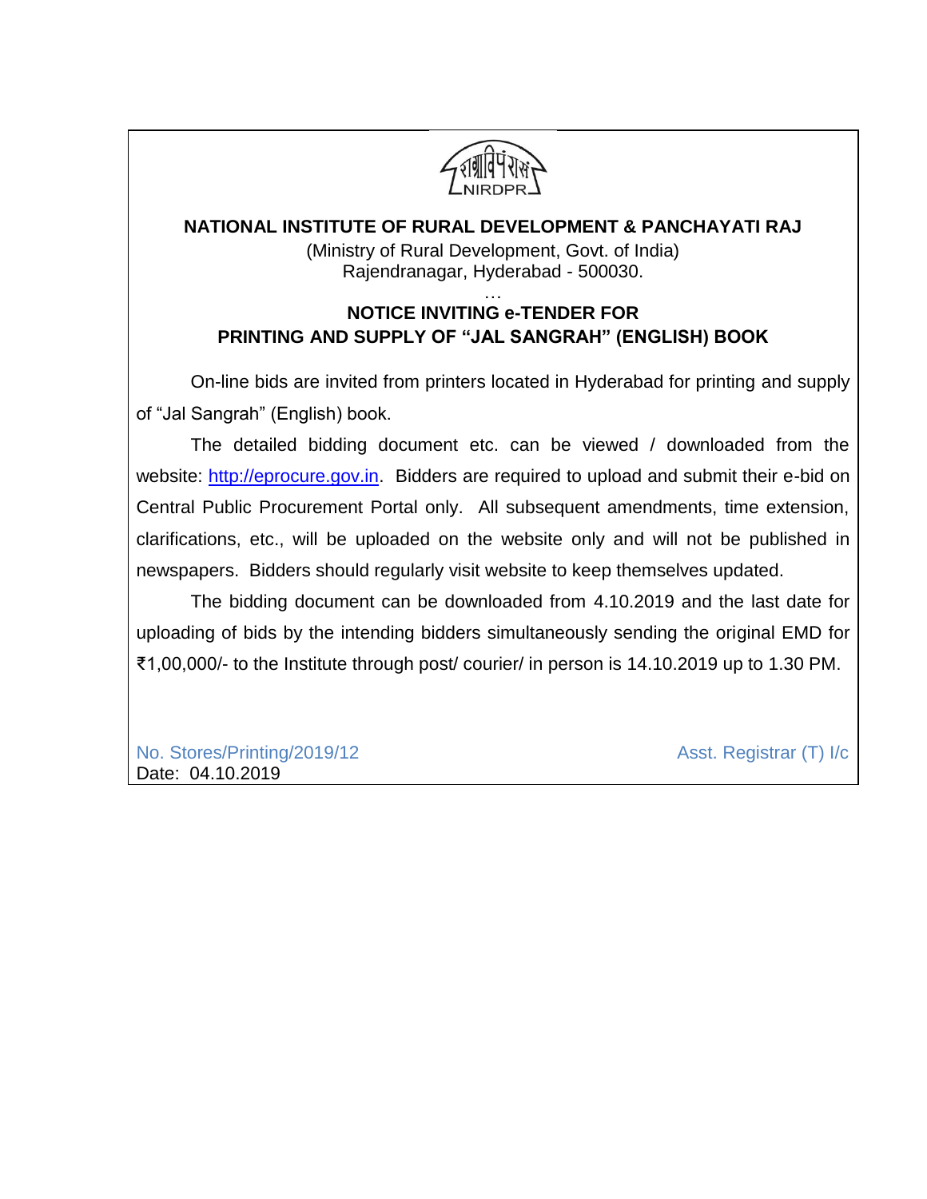NIRDPR

**NATIONAL INSTITUTE OF RURAL DEVELOPMENT & PANCHAYATI RAJ**

(Ministry of Rural Development, Govt. of India)
Rajendranagar, Hyderabad - 500030.

…

## NOTICE INVITING e-TENDER FOR PRINTING AND SUPPLY OF "JAL SANGRAH" (ENGLISH) BOOK

On-line bids are invited from printers located in Hyderabad for printing and supply of "Jal Sangrah" (English) book.

The detailed bidding document etc. can be viewed / downloaded from the website: http://eprocure.gov.in. Bidders are required to upload and submit their e-bid on Central Public Procurement Portal only. All subsequent amendments, time extension, clarifications, etc., will be uploaded on the website only and will not be published in newspapers. Bidders should regularly visit website to keep themselves updated.

The bidding document can be downloaded from 4.10.2019 and the last date for uploading of bids by the intending bidders simultaneously sending the original EMD for ₹1,00,000/- to the Institute through post/ courier/ in person is 14.10.2019 up to 1.30 PM.

No. Stores/Printing/2019/12
Date: 04.10.2019

Asst. Registrar (T) I/c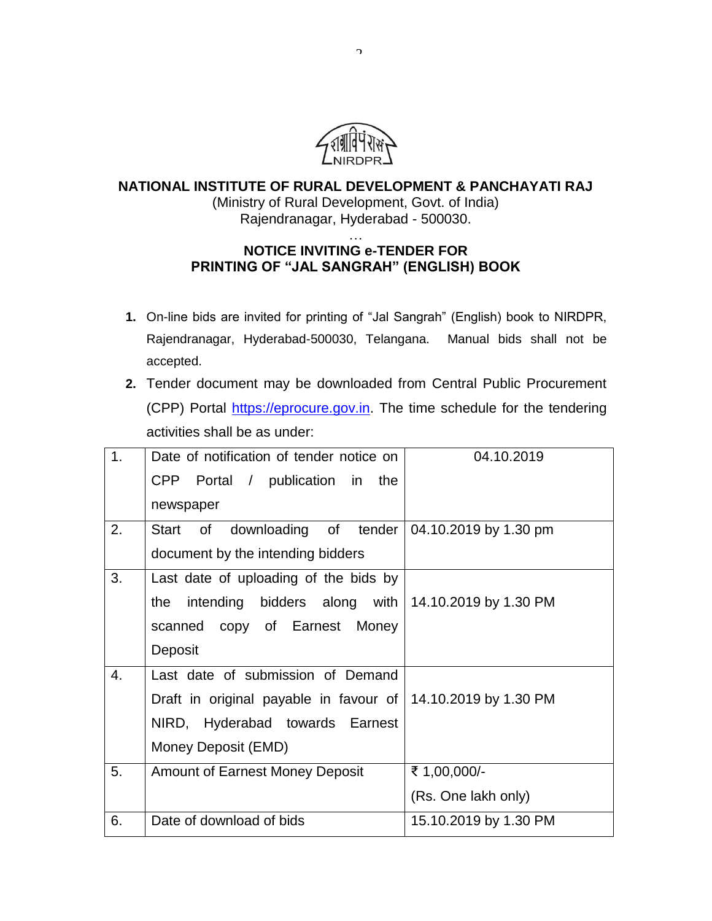**NATIONAL INSTITUTE OF RURAL DEVELOPMENT & PANCHAYATI RAJ**
(Ministry of Rural Development, Govt. of India)
Rajendranagar, Hyderabad - 500030.

…

**NOTICE INVITING e-TENDER FOR PRINTING OF "JAL SANGRAH" (ENGLISH) BOOK**

1. On-line bids are invited for printing of "Jal Sangrah" (English) book to NIRDPR, Rajendranagar, Hyderabad-500030, Telangana. Manual bids shall not be accepted.
2. Tender document may be downloaded from Central Public Procurement (CPP) Portal https://eprocure.gov.in. The time schedule for the tendering activities shall be as under:

| | | |
|---|---|---|
| 1. | Date of notification of tender notice on CPP Portal / publication in the newspaper | 04.10.2019 |
| 2. | Start of downloading of tender document by the intending bidders | 04.10.2019 by 1.30 pm |
| 3. | Last date of uploading of the bids by the intending bidders along with scanned copy of Earnest Money Deposit | 14.10.2019 by 1.30 PM |
| 4. | Last date of submission of Demand Draft in original payable in favour of NIRD, Hyderabad towards Earnest Money Deposit (EMD) | 14.10.2019 by 1.30 PM |
| 5. | Amount of Earnest Money Deposit | ₹ 1,00,000/- (Rs. One lakh only) |
| 6. | Date of download of bids | 15.10.2019 by 1.30 PM |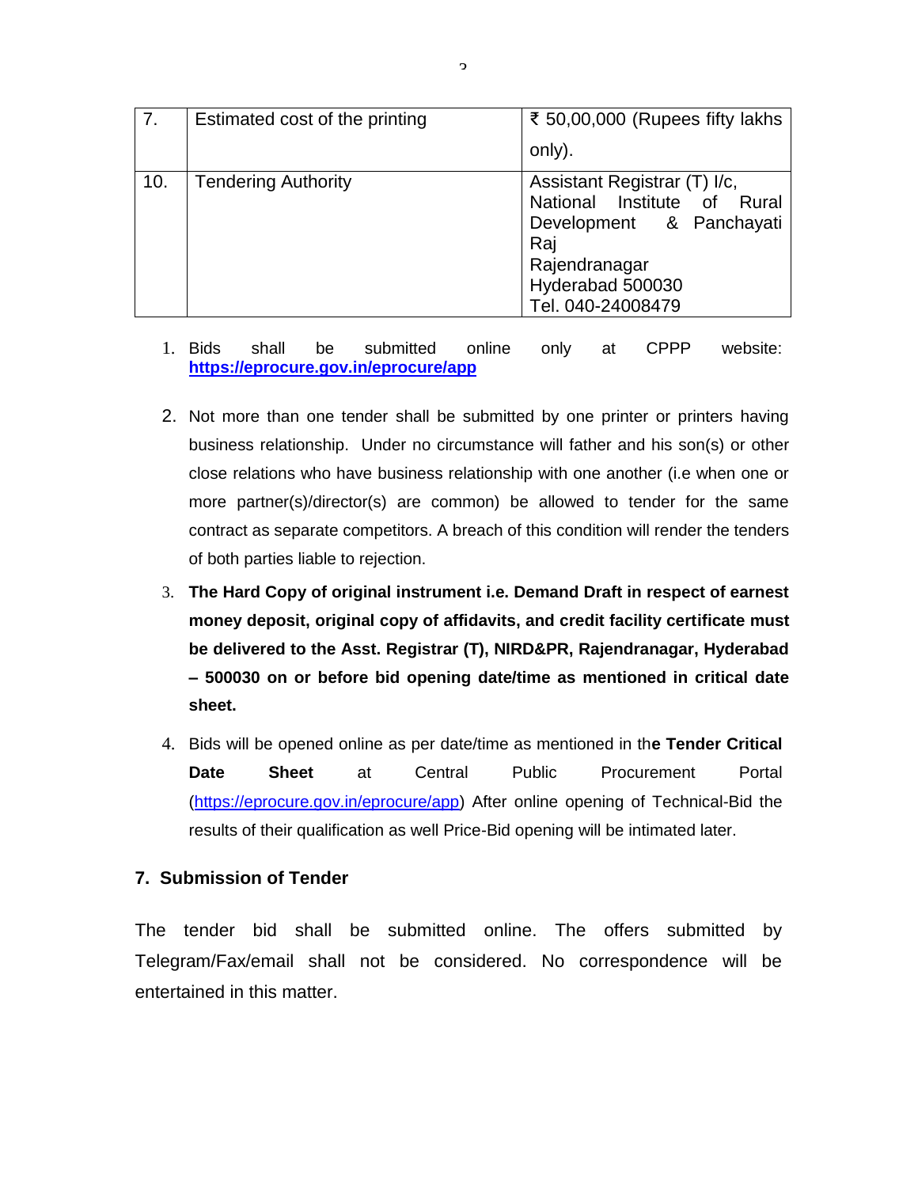| 7. | Estimated cost of the printing | ₹ 50,00,000 (Rupees fifty lakhs only). |
|---|---|---|
| 10. | Tendering Authority | Assistant Registrar (T) I/c,<br>National Institute of Rural Development & Panchayati Raj<br>Rajendranagar<br>Hyderabad 500030<br>Tel. 040-24008479 |

1. Bids shall be submitted online only at CPPP website: **https://eprocure.gov.in/eprocure/app**

2. Not more than one tender shall be submitted by one printer or printers having business relationship. Under no circumstance will father and his son(s) or other close relations who have business relationship with one another (i.e when one or more partner(s)/director(s) are common) be allowed to tender for the same contract as separate competitors. A breach of this condition will render the tenders of both parties liable to rejection.

3. **The Hard Copy of original instrument i.e. Demand Draft in respect of earnest money deposit, original copy of affidavits, and credit facility certificate must be delivered to the Asst. Registrar (T), NIRD&PR, Rajendranagar, Hyderabad – 500030 on or before bid opening date/time as mentioned in critical date sheet.**

4. Bids will be opened online as per date/time as mentioned in th**e Tender Critical Date Sheet** at Central Public Procurement Portal (https://eprocure.gov.in/eprocure/app) After online opening of Technical-Bid the results of their qualification as well Price-Bid opening will be intimated later.

## 7. Submission of Tender

The tender bid shall be submitted online. The offers submitted by Telegram/Fax/email shall not be considered. No correspondence will be entertained in this matter.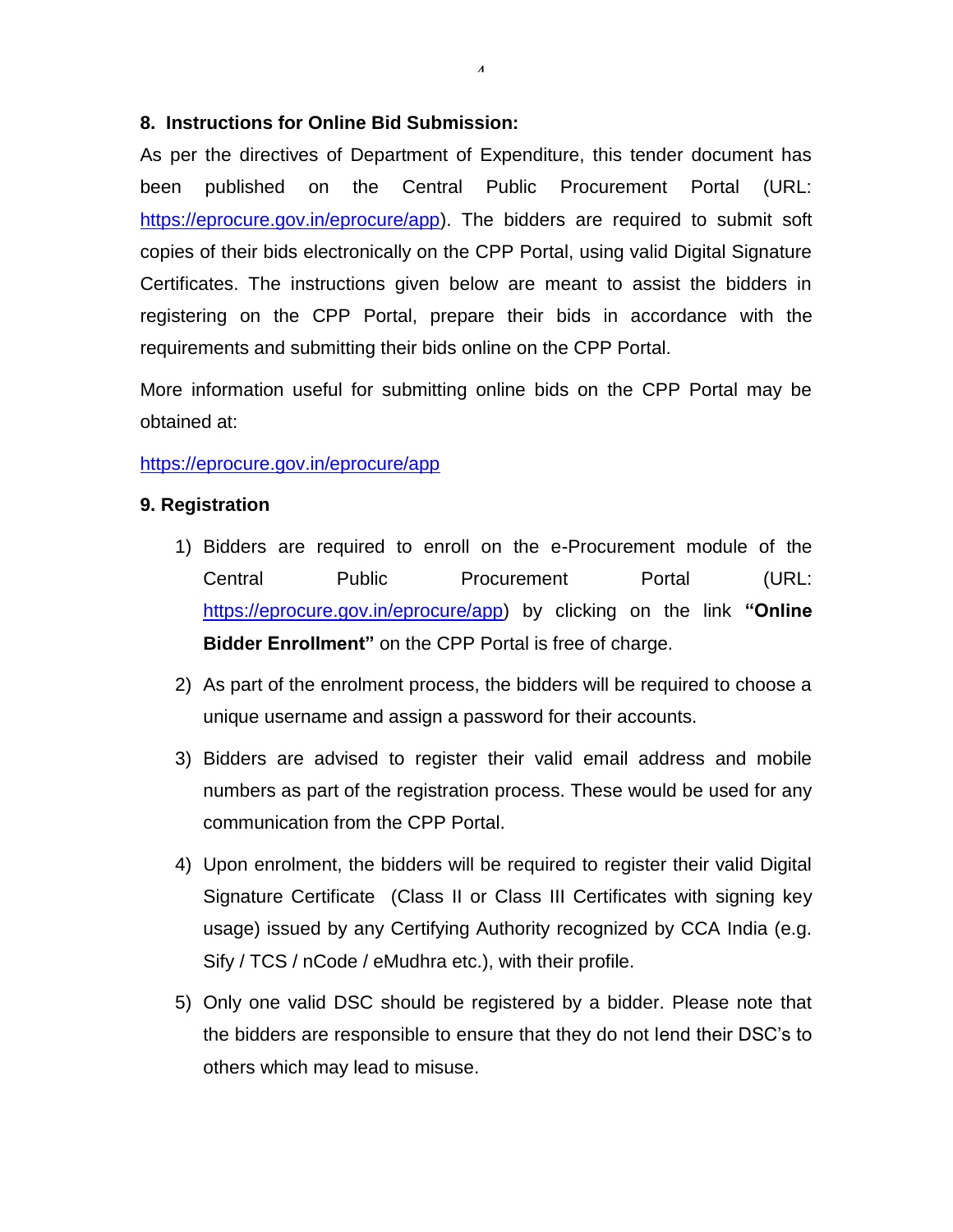## 8. Instructions for Online Bid Submission:

As per the directives of Department of Expenditure, this tender document has been published on the Central Public Procurement Portal (URL: https://eprocure.gov.in/eprocure/app). The bidders are required to submit soft copies of their bids electronically on the CPP Portal, using valid Digital Signature Certificates. The instructions given below are meant to assist the bidders in registering on the CPP Portal, prepare their bids in accordance with the requirements and submitting their bids online on the CPP Portal.

More information useful for submitting online bids on the CPP Portal may be obtained at:

https://eprocure.gov.in/eprocure/app

## 9. Registration

1) Bidders are required to enroll on the e-Procurement module of the Central Public Procurement Portal (URL: https://eprocure.gov.in/eprocure/app) by clicking on the link **"Online Bidder Enrollment"** on the CPP Portal is free of charge.

2) As part of the enrolment process, the bidders will be required to choose a unique username and assign a password for their accounts.

3) Bidders are advised to register their valid email address and mobile numbers as part of the registration process. These would be used for any communication from the CPP Portal.

4) Upon enrolment, the bidders will be required to register their valid Digital Signature Certificate (Class II or Class III Certificates with signing key usage) issued by any Certifying Authority recognized by CCA India (e.g. Sify / TCS / nCode / eMudhra etc.), with their profile.

5) Only one valid DSC should be registered by a bidder. Please note that the bidders are responsible to ensure that they do not lend their DSC's to others which may lead to misuse.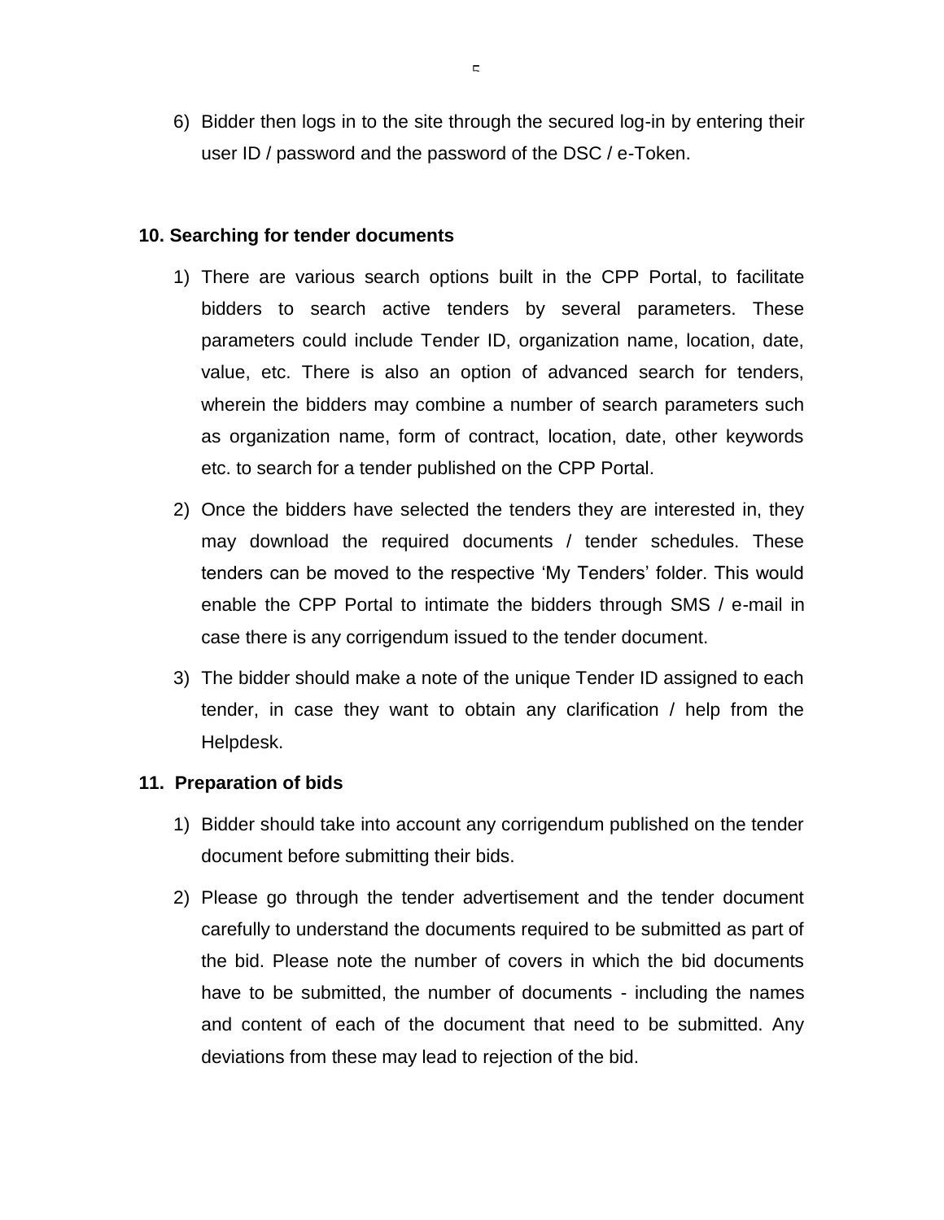6) Bidder then logs in to the site through the secured log-in by entering their user ID / password and the password of the DSC / e-Token.

**10. Searching for tender documents**

1) There are various search options built in the CPP Portal, to facilitate bidders to search active tenders by several parameters. These parameters could include Tender ID, organization name, location, date, value, etc. There is also an option of advanced search for tenders, wherein the bidders may combine a number of search parameters such as organization name, form of contract, location, date, other keywords etc. to search for a tender published on the CPP Portal.
2) Once the bidders have selected the tenders they are interested in, they may download the required documents / tender schedules. These tenders can be moved to the respective 'My Tenders' folder. This would enable the CPP Portal to intimate the bidders through SMS / e-mail in case there is any corrigendum issued to the tender document.
3) The bidder should make a note of the unique Tender ID assigned to each tender, in case they want to obtain any clarification / help from the Helpdesk.

**11. Preparation of bids**

1) Bidder should take into account any corrigendum published on the tender document before submitting their bids.
2) Please go through the tender advertisement and the tender document carefully to understand the documents required to be submitted as part of the bid. Please note the number of covers in which the bid documents have to be submitted, the number of documents - including the names and content of each of the document that need to be submitted. Any deviations from these may lead to rejection of the bid.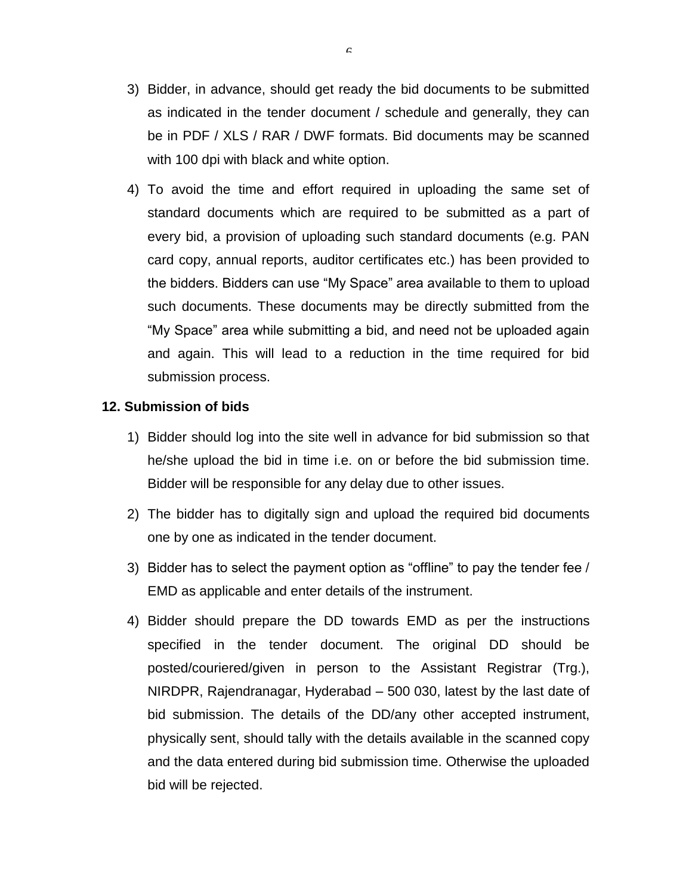3) Bidder, in advance, should get ready the bid documents to be submitted as indicated in the tender document / schedule and generally, they can be in PDF / XLS / RAR / DWF formats. Bid documents may be scanned with 100 dpi with black and white option.

4) To avoid the time and effort required in uploading the same set of standard documents which are required to be submitted as a part of every bid, a provision of uploading such standard documents (e.g. PAN card copy, annual reports, auditor certificates etc.) has been provided to the bidders. Bidders can use "My Space" area available to them to upload such documents. These documents may be directly submitted from the "My Space" area while submitting a bid, and need not be uploaded again and again. This will lead to a reduction in the time required for bid submission process.

**12. Submission of bids**

1) Bidder should log into the site well in advance for bid submission so that he/she upload the bid in time i.e. on or before the bid submission time. Bidder will be responsible for any delay due to other issues.

2) The bidder has to digitally sign and upload the required bid documents one by one as indicated in the tender document.

3) Bidder has to select the payment option as "offline" to pay the tender fee / EMD as applicable and enter details of the instrument.

4) Bidder should prepare the DD towards EMD as per the instructions specified in the tender document. The original DD should be posted/couriered/given in person to the Assistant Registrar (Trg.), NIRDPR, Rajendranagar, Hyderabad – 500 030, latest by the last date of bid submission. The details of the DD/any other accepted instrument, physically sent, should tally with the details available in the scanned copy and the data entered during bid submission time. Otherwise the uploaded bid will be rejected.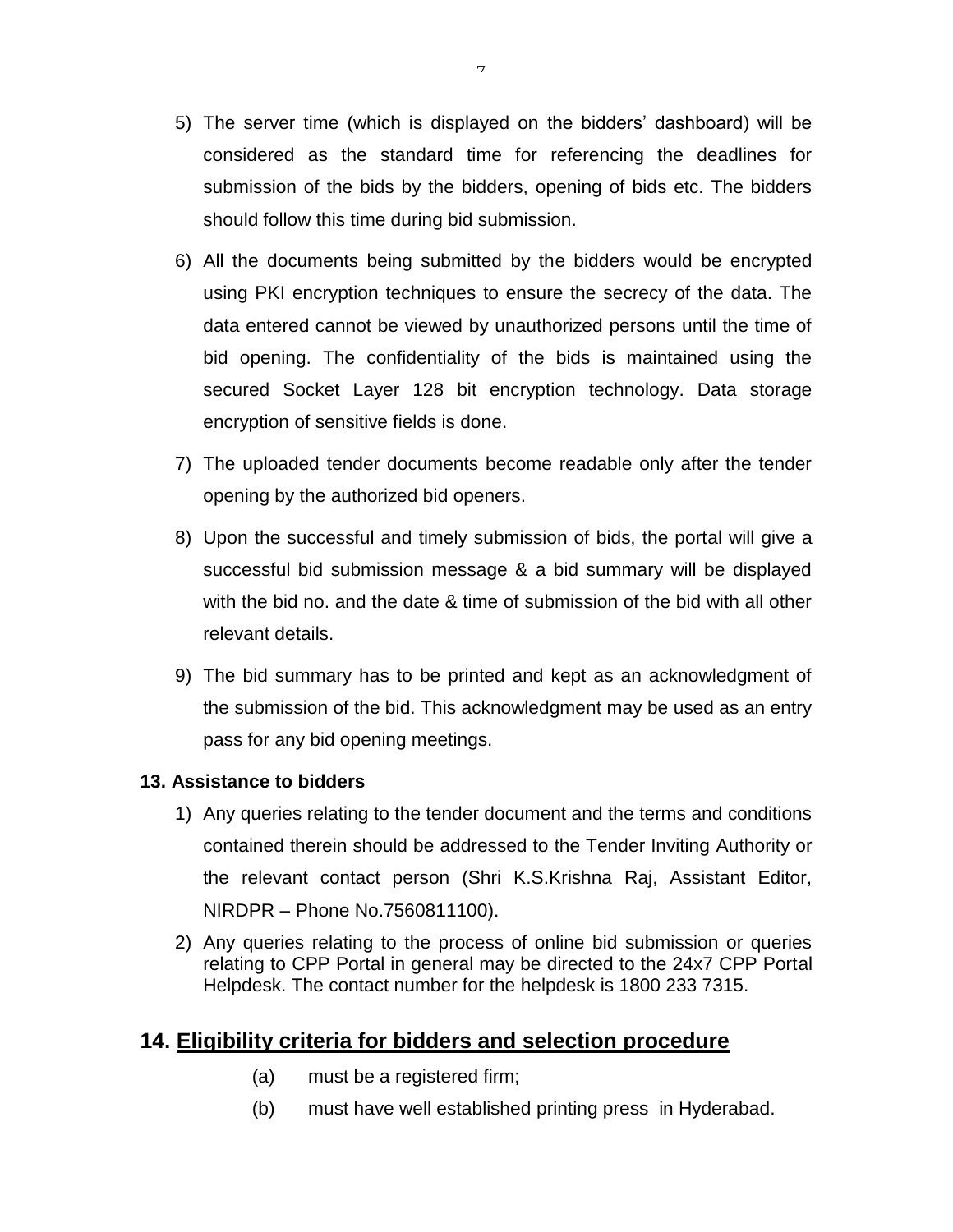5) The server time (which is displayed on the bidders' dashboard) will be considered as the standard time for referencing the deadlines for submission of the bids by the bidders, opening of bids etc. The bidders should follow this time during bid submission.

6) All the documents being submitted by the bidders would be encrypted using PKI encryption techniques to ensure the secrecy of the data. The data entered cannot be viewed by unauthorized persons until the time of bid opening. The confidentiality of the bids is maintained using the secured Socket Layer 128 bit encryption technology. Data storage encryption of sensitive fields is done.

7) The uploaded tender documents become readable only after the tender opening by the authorized bid openers.

8) Upon the successful and timely submission of bids, the portal will give a successful bid submission message & a bid summary will be displayed with the bid no. and the date & time of submission of the bid with all other relevant details.

9) The bid summary has to be printed and kept as an acknowledgment of the submission of the bid. This acknowledgment may be used as an entry pass for any bid opening meetings.

**13. Assistance to bidders**

1) Any queries relating to the tender document and the terms and conditions contained therein should be addressed to the Tender Inviting Authority or the relevant contact person (Shri K.S.Krishna Raj, Assistant Editor, NIRDPR – Phone No.7560811100).

2) Any queries relating to the process of online bid submission or queries relating to CPP Portal in general may be directed to the 24x7 CPP Portal Helpdesk. The contact number for the helpdesk is 1800 233 7315.

## 14. Eligibility criteria for bidders and selection procedure

(a) must be a registered firm;

(b) must have well established printing press in Hyderabad.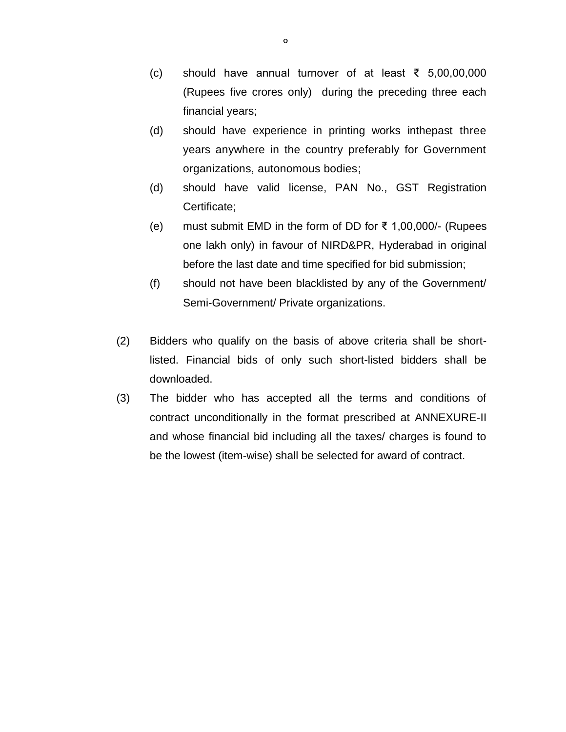(c) should have annual turnover of at least ₹ 5,00,00,000 (Rupees five crores only) during the preceding three each financial years;

(d) should have experience in printing works inthepast three years anywhere in the country preferably for Government organizations, autonomous bodies;

(d) should have valid license, PAN No., GST Registration Certificate;

(e) must submit EMD in the form of DD for ₹ 1,00,000/- (Rupees one lakh only) in favour of NIRD&PR, Hyderabad in original before the last date and time specified for bid submission;

(f) should not have been blacklisted by any of the Government/ Semi-Government/ Private organizations.

(2) Bidders who qualify on the basis of above criteria shall be short-listed. Financial bids of only such short-listed bidders shall be downloaded.

(3) The bidder who has accepted all the terms and conditions of contract unconditionally in the format prescribed at ANNEXURE-II and whose financial bid including all the taxes/ charges is found to be the lowest (item-wise) shall be selected for award of contract.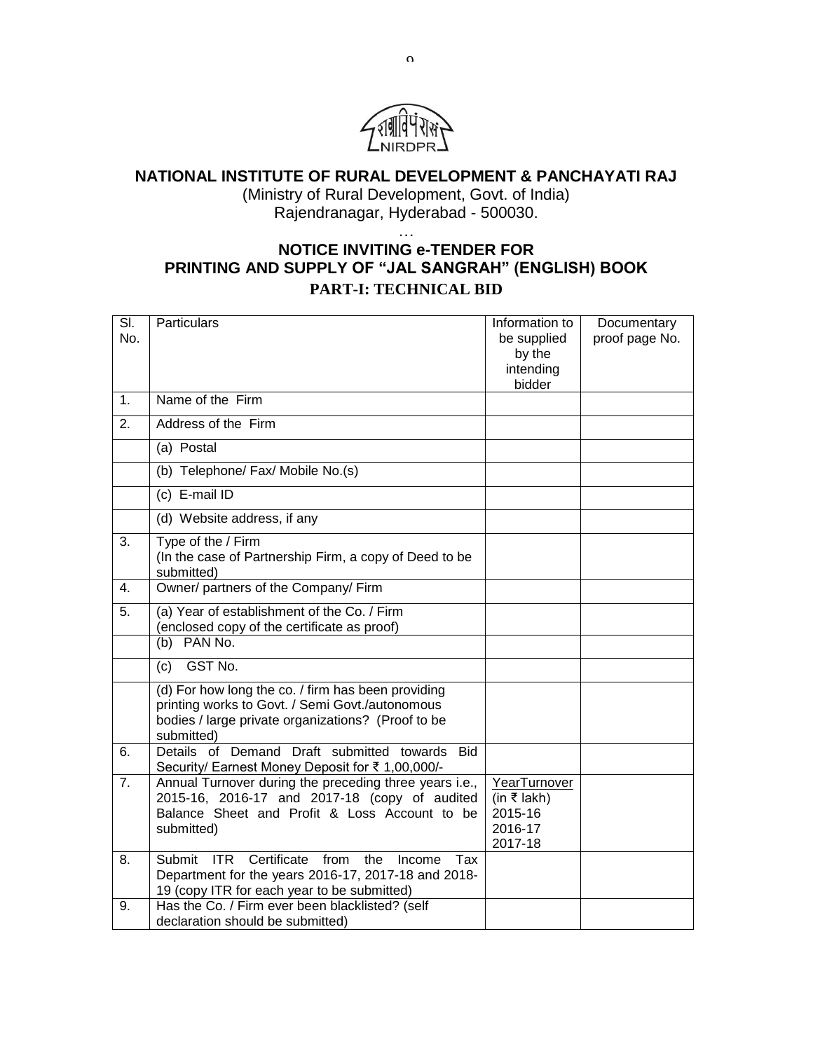# NATIONAL INSTITUTE OF RURAL DEVELOPMENT & PANCHAYATI RAJ

(Ministry of Rural Development, Govt. of India)
Rajendranagar, Hyderabad - 500030.

…

## NOTICE INVITING e-TENDER FOR PRINTING AND SUPPLY OF "JAL SANGRAH" (ENGLISH) BOOK

## PART-I: TECHNICAL BID

| Sl. No. | Particulars | Information to be supplied by the intending bidder | Documentary proof page No. |
|---|---|---|---|
| 1. | Name of the Firm | | |
| 2. | Address of the Firm | | |
| | (a) Postal | | |
| | (b) Telephone/ Fax/ Mobile No.(s) | | |
| | (c) E-mail ID | | |
| | (d) Website address, if any | | |
| 3. | Type of the / Firm (In the case of Partnership Firm, a copy of Deed to be submitted) | | |
| 4. | Owner/ partners of the Company/ Firm | | |
| 5. | (a) Year of establishment of the Co. / Firm (enclosed copy of the certificate as proof) | | |
| | (b) PAN No. | | |
| | (c) GST No. | | |
| | (d) For how long the co. / firm has been providing printing works to Govt. / Semi Govt./autonomous bodies / large private organizations? (Proof to be submitted) | | |
| 6. | Details of Demand Draft submitted towards Bid Security/ Earnest Money Deposit for ₹ 1,00,000/- | | |
| 7. | Annual Turnover during the preceding three years i.e., 2015-16, 2016-17 and 2017-18 (copy of audited Balance Sheet and Profit & Loss Account to be submitted) | YearTurnover (in ₹ lakh)<br>2015-16<br>2016-17<br>2017-18 | |
| 8. | Submit ITR Certificate from the Income Tax Department for the years 2016-17, 2017-18 and 2018-19 (copy ITR for each year to be submitted) | | |
| 9. | Has the Co. / Firm ever been blacklisted? (self declaration should be submitted) | | |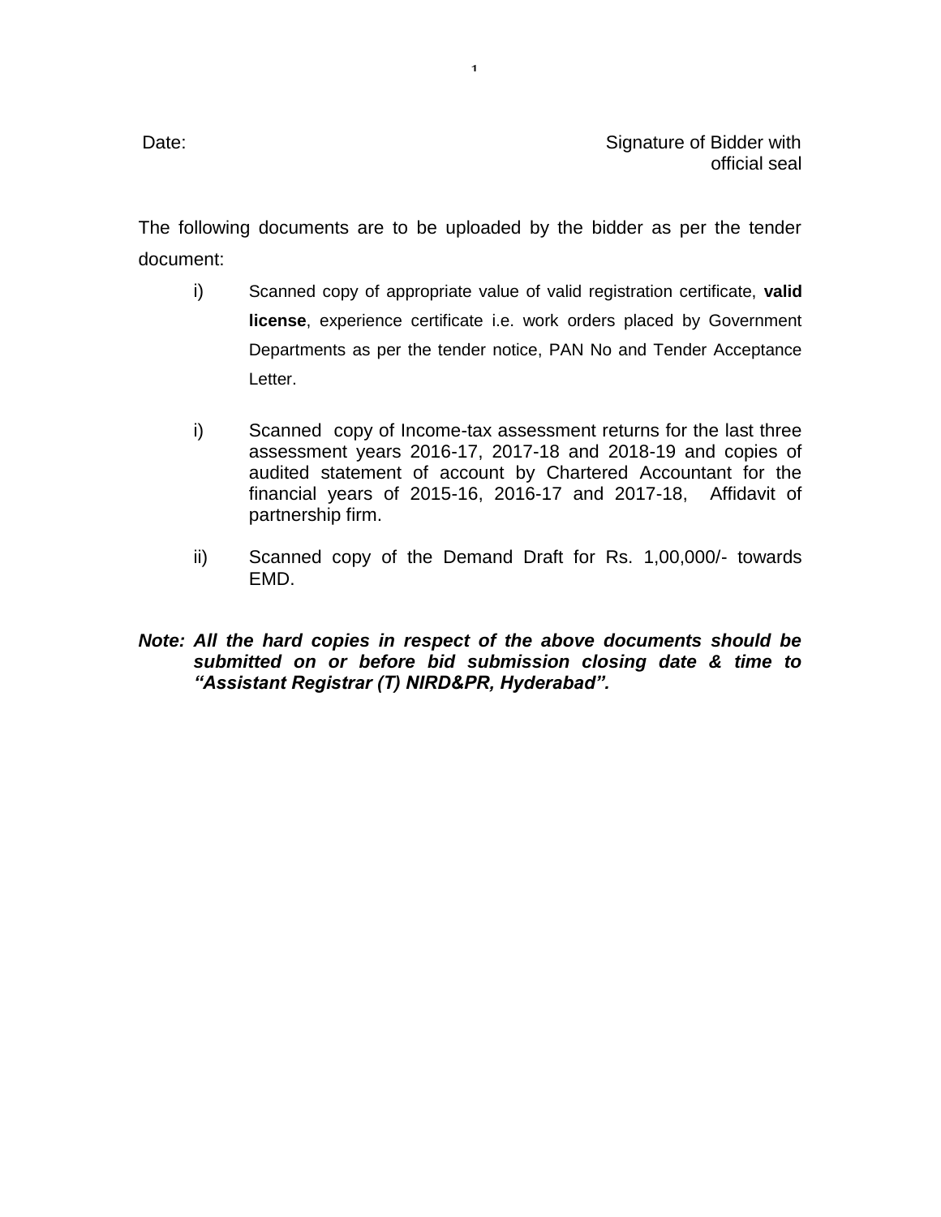Date: Signature of Bidder with official seal

The following documents are to be uploaded by the bidder as per the tender document:

i) Scanned copy of appropriate value of valid registration certificate, **valid license**, experience certificate i.e. work orders placed by Government Departments as per the tender notice, PAN No and Tender Acceptance Letter.

i) Scanned copy of Income-tax assessment returns for the last three assessment years 2016-17, 2017-18 and 2018-19 and copies of audited statement of account by Chartered Accountant for the financial years of 2015-16, 2016-17 and 2017-18, Affidavit of partnership firm.

ii) Scanned copy of the Demand Draft for Rs. 1,00,000/- towards EMD.

***Note: All the hard copies in respect of the above documents should be submitted on or before bid submission closing date & time to "Assistant Registrar (T) NIRD&PR, Hyderabad".***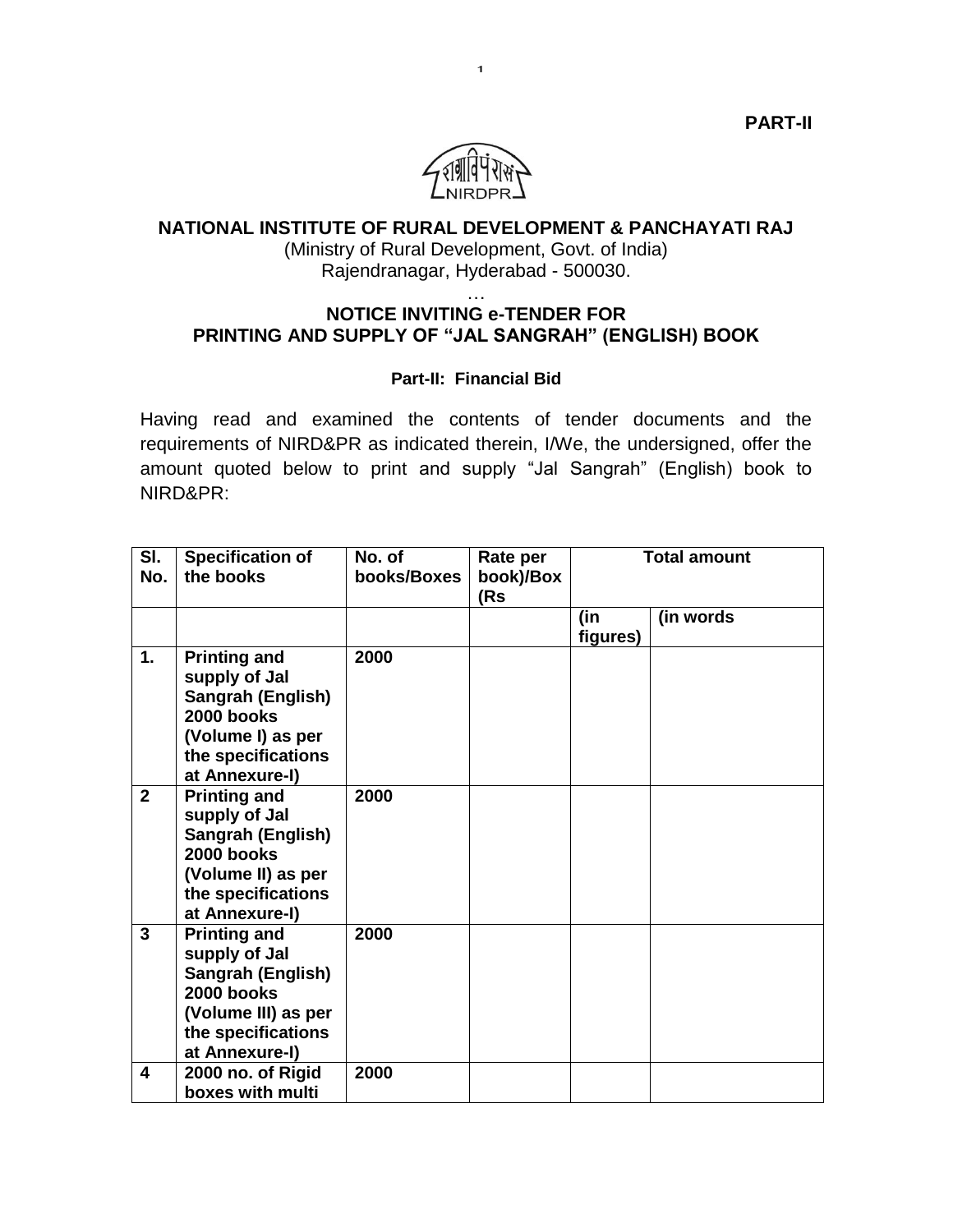**PART-II**

**NATIONAL INSTITUTE OF RURAL DEVELOPMENT & PANCHAYATI RAJ**

(Ministry of Rural Development, Govt. of India)
Rajendranagar, Hyderabad - 500030.

…

**NOTICE INVITING e-TENDER FOR**
**PRINTING AND SUPPLY OF "JAL SANGRAH" (ENGLISH) BOOK**

**Part-II: Financial Bid**

Having read and examined the contents of tender documents and the requirements of NIRD&PR as indicated therein, I/We, the undersigned, offer the amount quoted below to print and supply "Jal Sangrah" (English) book to NIRD&PR:

| Sl. No. | Specification of the books | No. of books/Boxes | Rate per book)/Box (Rs | Total amount | |
|---|---|---|---|---|---|
| | | | | (in figures) | (in words |
| **1.** | **Printing and supply of Jal Sangrah (English) 2000 books (Volume I) as per the specifications at Annexure-I)** | **2000** | | | |
| **2** | **Printing and supply of Jal Sangrah (English) 2000 books (Volume II) as per the specifications at Annexure-I)** | **2000** | | | |
| **3** | **Printing and supply of Jal Sangrah (English) 2000 books (Volume III) as per the specifications at Annexure-I)** | **2000** | | | |
| **4** | **2000 no. of Rigid boxes with multi** | **2000** | | | |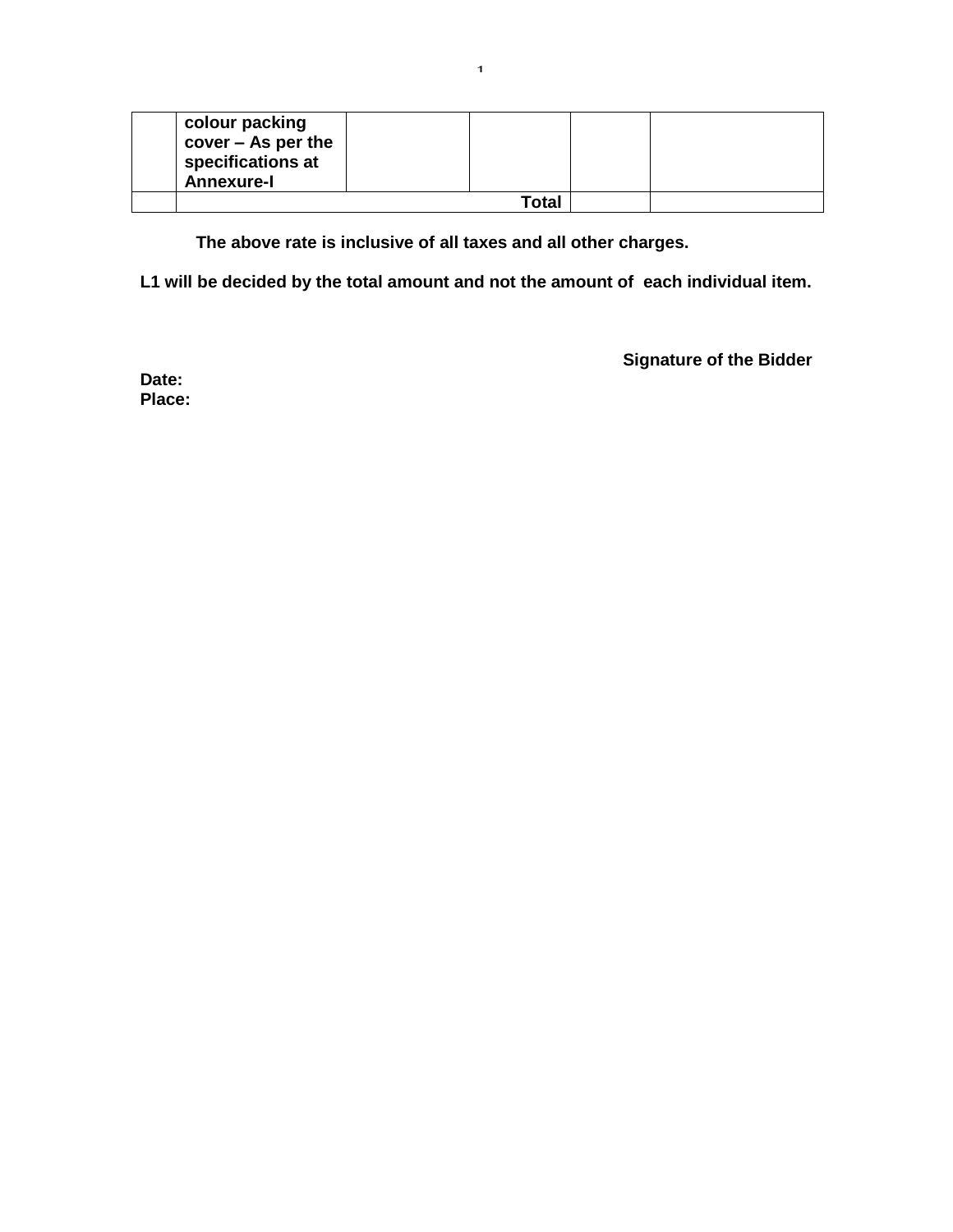| | | | | | |
|---|---|---|---|---|---|
| | **colour packing cover – As per the specifications at Annexure-I** | | | | |
| | | | **Total** | | |

**The above rate is inclusive of all taxes and all other charges.**

**L1 will be decided by the total amount and not the amount of each individual item.**

**Signature of the Bidder**

**Date:**
**Place:**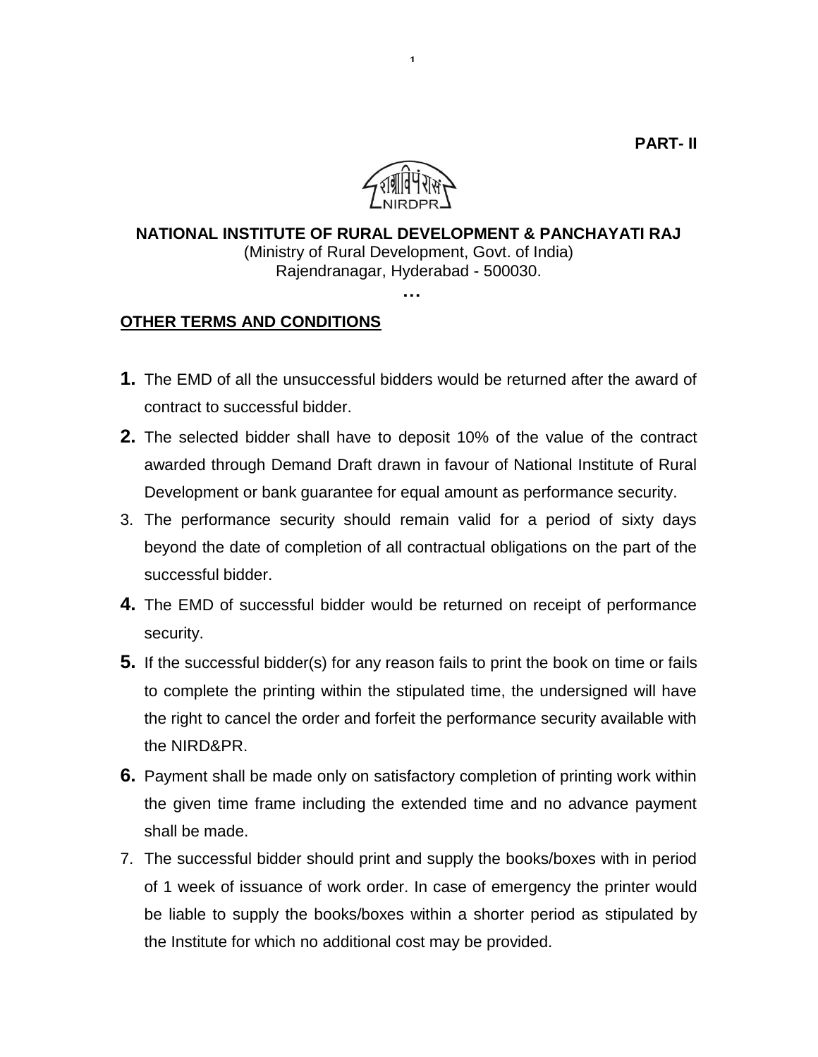**PART- II**

**NATIONAL INSTITUTE OF RURAL DEVELOPMENT & PANCHAYATI RAJ**

(Ministry of Rural Development, Govt. of India)

Rajendranagar, Hyderabad - 500030.

…

**OTHER TERMS AND CONDITIONS**

1. The EMD of all the unsuccessful bidders would be returned after the award of contract to successful bidder.
2. The selected bidder shall have to deposit 10% of the value of the contract awarded through Demand Draft drawn in favour of National Institute of Rural Development or bank guarantee for equal amount as performance security.
3. The performance security should remain valid for a period of sixty days beyond the date of completion of all contractual obligations on the part of the successful bidder.
4. The EMD of successful bidder would be returned on receipt of performance security.
5. If the successful bidder(s) for any reason fails to print the book on time or fails to complete the printing within the stipulated time, the undersigned will have the right to cancel the order and forfeit the performance security available with the NIRD&PR.
6. Payment shall be made only on satisfactory completion of printing work within the given time frame including the extended time and no advance payment shall be made.
7. The successful bidder should print and supply the books/boxes with in period of 1 week of issuance of work order. In case of emergency the printer would be liable to supply the books/boxes within a shorter period as stipulated by the Institute for which no additional cost may be provided.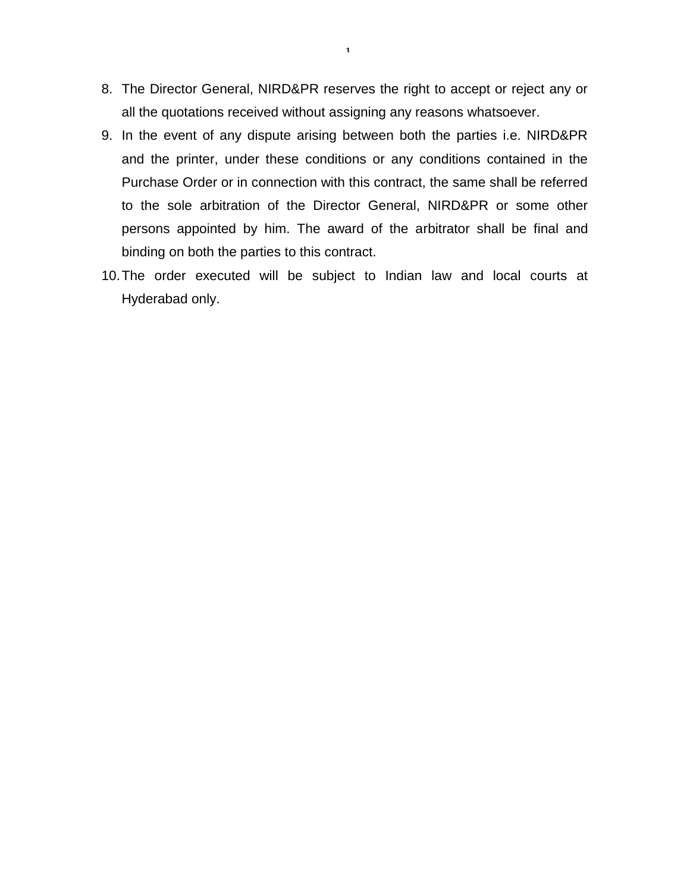8. The Director General, NIRD&PR reserves the right to accept or reject any or all the quotations received without assigning any reasons whatsoever.
9. In the event of any dispute arising between both the parties i.e. NIRD&PR and the printer, under these conditions or any conditions contained in the Purchase Order or in connection with this contract, the same shall be referred to the sole arbitration of the Director General, NIRD&PR or some other persons appointed by him. The award of the arbitrator shall be final and binding on both the parties to this contract.
10. The order executed will be subject to Indian law and local courts at Hyderabad only.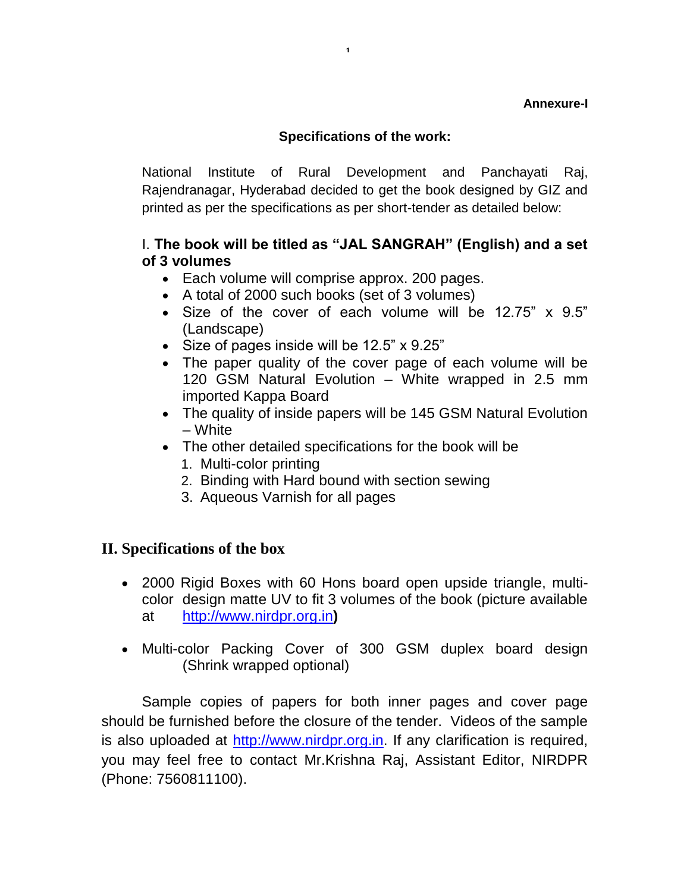**Annexure-I**

**Specifications of the work:**

National Institute of Rural Development and Panchayati Raj, Rajendranagar, Hyderabad decided to get the book designed by GIZ and printed as per the specifications as per short-tender as detailed below:

### I. The book will be titled as "JAL SANGRAH" (English) and a set of 3 volumes

- Each volume will comprise approx. 200 pages.
- A total of 2000 such books (set of 3 volumes)
- Size of the cover of each volume will be 12.75" x 9.5" (Landscape)
- Size of pages inside will be 12.5" x 9.25"
- The paper quality of the cover page of each volume will be 120 GSM Natural Evolution – White wrapped in 2.5 mm imported Kappa Board
- The quality of inside papers will be 145 GSM Natural Evolution – White
- The other detailed specifications for the book will be
  1. Multi-color printing
  2. Binding with Hard bound with section sewing
  3. Aqueous Varnish for all pages

### II. Specifications of the box

- 2000 Rigid Boxes with 60 Hons board open upside triangle, multi-color design matte UV to fit 3 volumes of the book (picture available at http://www.nirdpr.org.in**)**

- Multi-color Packing Cover of 300 GSM duplex board design (Shrink wrapped optional)

Sample copies of papers for both inner pages and cover page should be furnished before the closure of the tender. Videos of the sample is also uploaded at http://www.nirdpr.org.in. If any clarification is required, you may feel free to contact Mr.Krishna Raj, Assistant Editor, NIRDPR (Phone: 7560811100).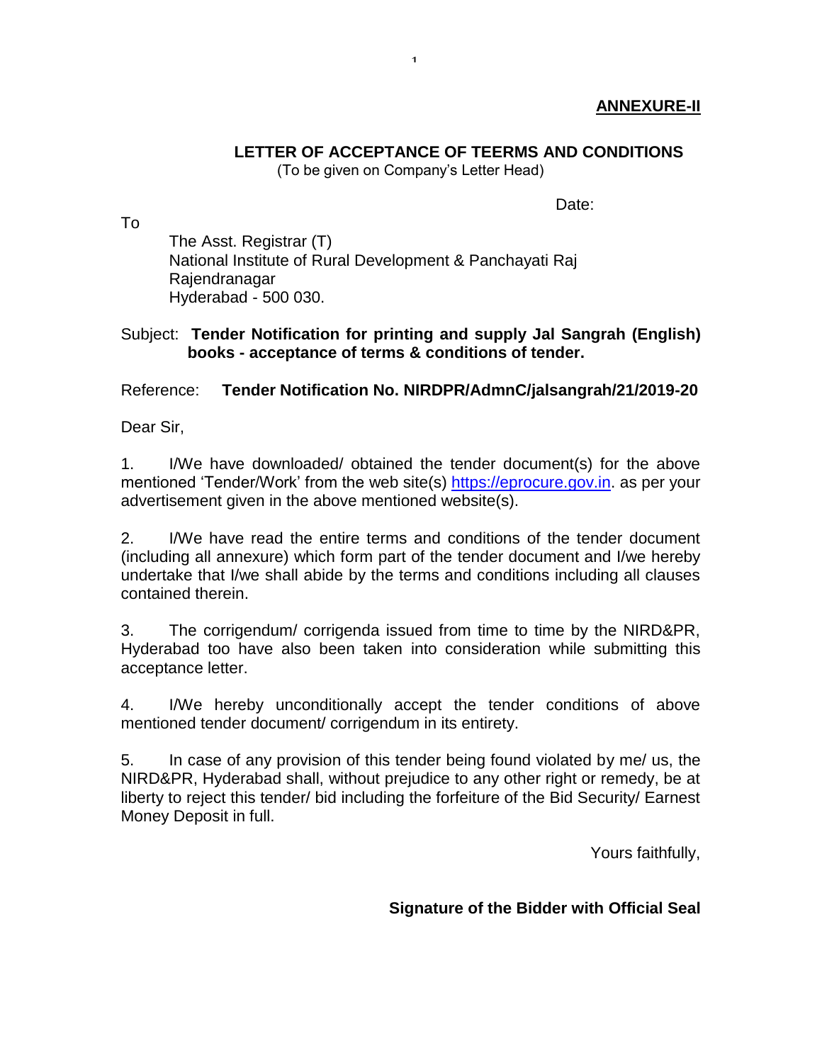**ANNEXURE-II**

## LETTER OF ACCEPTANCE OF TEERMS AND CONDITIONS

(To be given on Company's Letter Head)

Date:

To

The Asst. Registrar (T)
National Institute of Rural Development & Panchayati Raj
Rajendranagar
Hyderabad - 500 030.

Subject: **Tender Notification for printing and supply Jal Sangrah (English) books - acceptance of terms & conditions of tender.**

Reference: **Tender Notification No. NIRDPR/AdmnC/jalsangrah/21/2019-20**

Dear Sir,

1. I/We have downloaded/ obtained the tender document(s) for the above mentioned 'Tender/Work' from the web site(s) https://eprocure.gov.in. as per your advertisement given in the above mentioned website(s).

2. I/We have read the entire terms and conditions of the tender document (including all annexure) which form part of the tender document and I/we hereby undertake that I/we shall abide by the terms and conditions including all clauses contained therein.

3. The corrigendum/ corrigenda issued from time to time by the NIRD&PR, Hyderabad too have also been taken into consideration while submitting this acceptance letter.

4. I/We hereby unconditionally accept the tender conditions of above mentioned tender document/ corrigendum in its entirety.

5. In case of any provision of this tender being found violated by me/ us, the NIRD&PR, Hyderabad shall, without prejudice to any other right or remedy, be at liberty to reject this tender/ bid including the forfeiture of the Bid Security/ Earnest Money Deposit in full.

Yours faithfully,

**Signature of the Bidder with Official Seal**